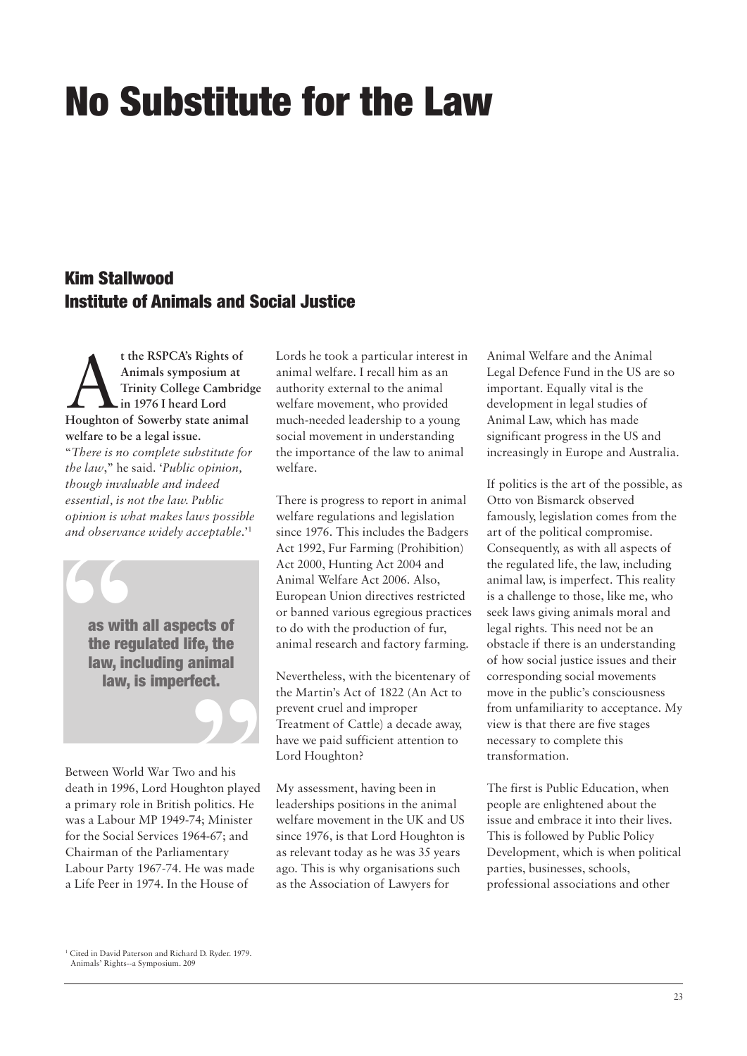# No Substitute for the Law

## Kim Stallwood
## Institute of Animals and Social Justice

**At the RSPCA's Rights of Animals symposium at Trinity College Cambridge in 1976 I heard Lord Houghton of Sowerby state animal welfare to be a legal issue.** "*There is no complete substitute for the law*," he said. '*Public opinion, though invaluable and indeed essential, is not the law. Public opinion is what makes laws possible and observance widely acceptable*.'[1]

> as with all aspects of the regulated life, the law, including animal law, is imperfect.

Between World War Two and his death in 1996, Lord Houghton played a primary role in British politics. He was a Labour MP 1949-74; Minister for the Social Services 1964-67; and Chairman of the Parliamentary Labour Party 1967-74. He was made a Life Peer in 1974. In the House of Lords he took a particular interest in animal welfare. I recall him as an authority external to the animal welfare movement, who provided much-needed leadership to a young social movement in understanding the importance of the law to animal welfare.

There is progress to report in animal welfare regulations and legislation since 1976. This includes the Badgers Act 1992, Fur Farming (Prohibition) Act 2000, Hunting Act 2004 and Animal Welfare Act 2006. Also, European Union directives restricted or banned various egregious practices to do with the production of fur, animal research and factory farming.

Nevertheless, with the bicentenary of the Martin's Act of 1822 (An Act to prevent cruel and improper Treatment of Cattle) a decade away, have we paid sufficient attention to Lord Houghton?

My assessment, having been in leaderships positions in the animal welfare movement in the UK and US since 1976, is that Lord Houghton is as relevant today as he was 35 years ago. This is why organisations such as the Association of Lawyers for Animal Welfare and the Animal Legal Defence Fund in the US are so important. Equally vital is the development in legal studies of Animal Law, which has made significant progress in the US and increasingly in Europe and Australia.

If politics is the art of the possible, as Otto von Bismarck observed famously, legislation comes from the art of the political compromise. Consequently, as with all aspects of the regulated life, the law, including animal law, is imperfect. This reality is a challenge to those, like me, who seek laws giving animals moral and legal rights. This need not be an obstacle if there is an understanding of how social justice issues and their corresponding social movements move in the public's consciousness from unfamiliarity to acceptance. My view is that there are five stages necessary to complete this transformation.

The first is Public Education, when people are enlightened about the issue and embrace it into their lives. This is followed by Public Policy Development, which is when political parties, businesses, schools, professional associations and other

[1] Cited in David Paterson and Richard D. Ryder. 1979. Animals' Rights--a Symposium. 209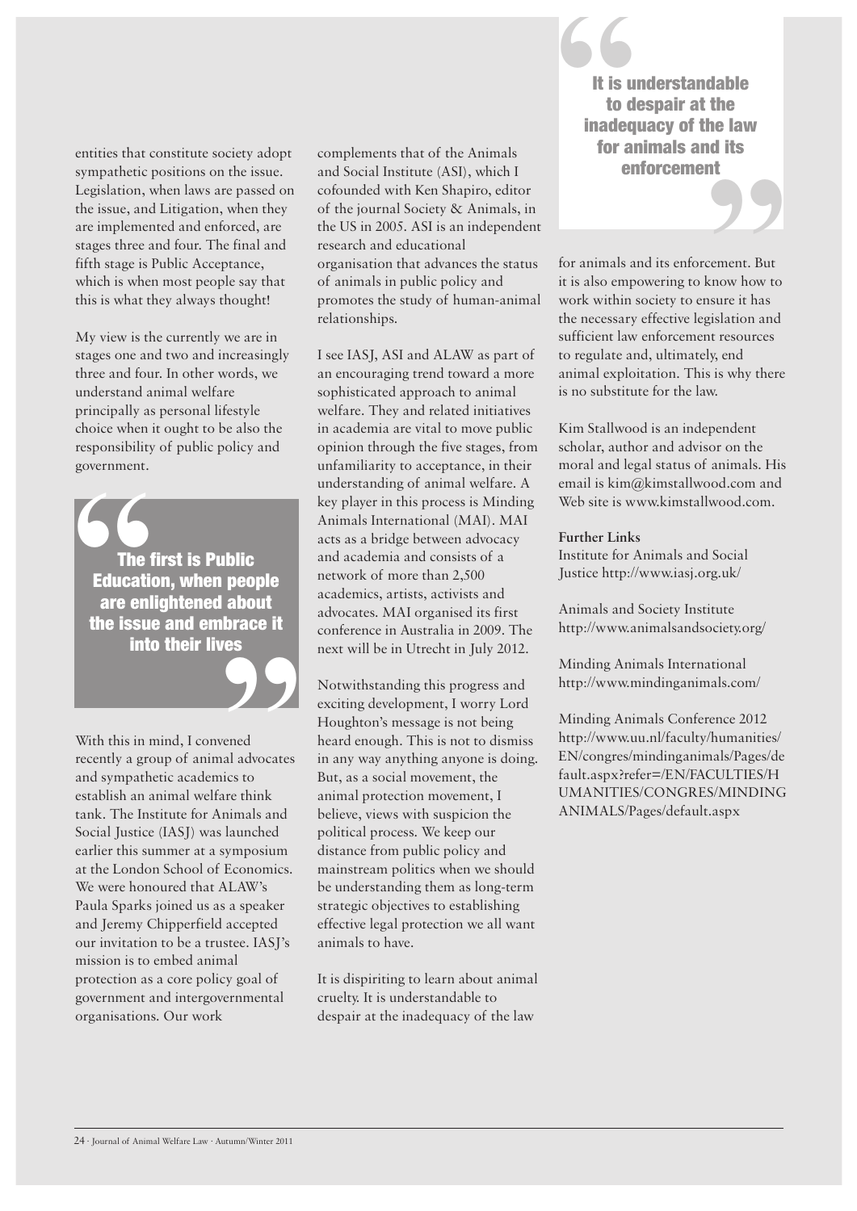entities that constitute society adopt sympathetic positions on the issue. Legislation, when laws are passed on the issue, and Litigation, when they are implemented and enforced, are stages three and four. The final and fifth stage is Public Acceptance, which is when most people say that this is what they always thought!

My view is the currently we are in stages one and two and increasingly three and four. In other words, we understand animal welfare principally as personal lifestyle choice when it ought to be also the responsibility of public policy and government.

> **The first is Public Education, when people are enlightened about the issue and embrace it into their lives**

With this in mind, I convened recently a group of animal advocates and sympathetic academics to establish an animal welfare think tank. The Institute for Animals and Social Justice (IASJ) was launched earlier this summer at a symposium at the London School of Economics. We were honoured that ALAW's Paula Sparks joined us as a speaker and Jeremy Chipperfield accepted our invitation to be a trustee. IASJ's mission is to embed animal protection as a core policy goal of government and intergovernmental organisations. Our work complements that of the Animals and Social Institute (ASI), which I cofounded with Ken Shapiro, editor of the journal Society & Animals, in the US in 2005. ASI is an independent research and educational organisation that advances the status of animals in public policy and promotes the study of human-animal relationships.

I see IASJ, ASI and ALAW as part of an encouraging trend toward a more sophisticated approach to animal welfare. They and related initiatives in academia are vital to move public opinion through the five stages, from unfamiliarity to acceptance, in their understanding of animal welfare. A key player in this process is Minding Animals International (MAI). MAI acts as a bridge between advocacy and academia and consists of a network of more than 2,500 academics, artists, activists and advocates. MAI organised its first conference in Australia in 2009. The next will be in Utrecht in July 2012.

Notwithstanding this progress and exciting development, I worry Lord Houghton's message is not being heard enough. This is not to dismiss in any way anything anyone is doing. But, as a social movement, the animal protection movement, I believe, views with suspicion the political process. We keep our distance from public policy and mainstream politics when we should be understanding them as long-term strategic objectives to establishing effective legal protection we all want animals to have.

It is dispiriting to learn about animal cruelty. It is understandable to despair at the inadequacy of the law for animals and its enforcement. But it is also empowering to know how to work within society to ensure it has the necessary effective legislation and sufficient law enforcement resources to regulate and, ultimately, end animal exploitation. This is why there is no substitute for the law.

> **It is understandable to despair at the inadequacy of the law for animals and its enforcement**

Kim Stallwood is an independent scholar, author and advisor on the moral and legal status of animals. His email is kim@kimstallwood.com and Web site is www.kimstallwood.com.

**Further Links**

Institute for Animals and Social Justice http://www.iasj.org.uk/

Animals and Society Institute http://www.animalsandsociety.org/

Minding Animals International http://www.mindinganimals.com/

Minding Animals Conference 2012 http://www.uu.nl/faculty/humanities/EN/congres/mindinganimals/Pages/default.aspx?refer=/EN/FACULTIES/HUMANITIES/CONGRES/MINDINGANIMALS/Pages/default.aspx